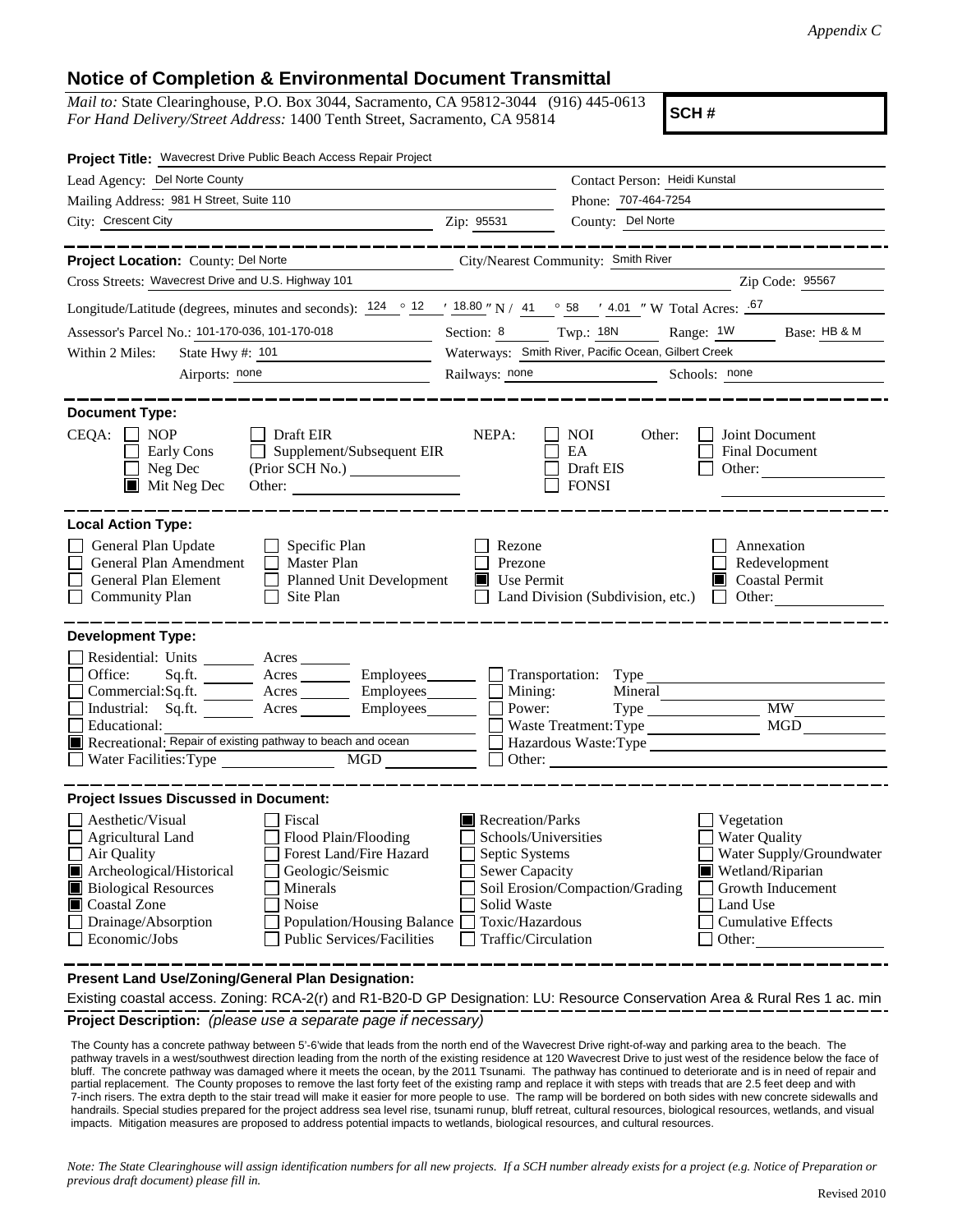*Appendix C*

# Notice of Completion & Environmental Document Transmittal

*Mail to:* State Clearinghouse, P.O. Box 3044, Sacramento, CA 95812-3044 (916) 445-0613
*For Hand Delivery/Street Address:* 1400 Tenth Street, Sacramento, CA 95814

**SCH #**

**Project Title:** Wavecrest Drive Public Beach Access Repair Project

Lead Agency: Del Norte County
Contact Person: Heidi Kunstal
Mailing Address: 981 H Street, Suite 110
Phone: 707-464-7254
City: Crescent City
Zip: 95531
County: Del Norte

**Project Location:** County: Del Norte
City/Nearest Community: Smith River
Cross Streets: Wavecrest Drive and U.S. Highway 101
Zip Code: 95567

Longitude/Latitude (degrees, minutes and seconds): 124 ° 12 ′ 18.80 ″ N / 41 ° 58 ′ 4.01 ″ W Total Acres: .67

Assessor's Parcel No.: 101-170-036, 101-170-018
Section: 8 Twp.: 18N Range: 1W Base: HB & M

Within 2 Miles: State Hwy #: 101
Waterways: Smith River, Pacific Ocean, Gilbert Creek
Airports: none
Railways: none
Schools: none

**Document Type:**

CEQA:
- ☐ NOP
- ☐ Early Cons
- ☐ Neg Dec
- ☒ Mit Neg Dec
- ☐ Draft EIR
- ☐ Supplement/Subsequent EIR (Prior SCH No.)
- Other:

NEPA:
- ☐ NOI
- ☐ EA
- ☐ Draft EIS
- ☐ FONSI

Other:
- ☐ Joint Document
- ☐ Final Document
- ☐ Other:

**Local Action Type:**

- ☐ General Plan Update
- ☐ General Plan Amendment
- ☐ General Plan Element
- ☐ Community Plan
- ☐ Specific Plan
- ☐ Master Plan
- ☐ Planned Unit Development
- ☐ Site Plan
- ☐ Rezone
- ☐ Prezone
- ☒ Use Permit
- ☐ Land Division (Subdivision, etc.)
- ☐ Annexation
- ☐ Redevelopment
- ☒ Coastal Permit
- ☐ Other:

**Development Type:**

- ☐ Residential: Units ____ Acres ____
- ☐ Office: Sq.ft. ____ Acres ____ Employees ____
- ☐ Commercial: Sq.ft. ____ Acres ____ Employees ____
- ☐ Industrial: Sq.ft. ____ Acres ____ Employees ____
- ☐ Educational:
- ☒ Recreational: Repair of existing pathway to beach and ocean
- ☐ Water Facilities: Type ____ MGD ____
- ☐ Transportation: Type
- ☐ Mining: Mineral
- ☐ Power: Type ____ MW
- ☐ Waste Treatment: Type ____ MGD
- ☐ Hazardous Waste: Type
- ☐ Other:

**Project Issues Discussed in Document:**

- ☐ Aesthetic/Visual
- ☐ Agricultural Land
- ☐ Air Quality
- ☒ Archeological/Historical
- ☒ Biological Resources
- ☒ Coastal Zone
- ☐ Drainage/Absorption
- ☐ Economic/Jobs
- ☐ Fiscal
- ☐ Flood Plain/Flooding
- ☐ Forest Land/Fire Hazard
- ☐ Geologic/Seismic
- ☐ Minerals
- ☐ Noise
- ☐ Population/Housing Balance
- ☐ Public Services/Facilities
- ☒ Recreation/Parks
- ☐ Schools/Universities
- ☐ Septic Systems
- ☐ Sewer Capacity
- ☐ Soil Erosion/Compaction/Grading
- ☐ Solid Waste
- ☐ Toxic/Hazardous
- ☐ Traffic/Circulation
- ☐ Vegetation
- ☐ Water Quality
- ☐ Water Supply/Groundwater
- ☒ Wetland/Riparian
- ☐ Growth Inducement
- ☐ Land Use
- ☐ Cumulative Effects
- ☐ Other:

**Present Land Use/Zoning/General Plan Designation:**

Existing coastal access. Zoning: RCA-2(r) and R1-B20-D GP Designation: LU: Resource Conservation Area & Rural Res 1 ac. min

**Project Description:** *(please use a separate page if necessary)*

The County has a concrete pathway between 5'-6'wide that leads from the north end of the Wavecrest Drive right-of-way and parking area to the beach. The pathway travels in a west/southwest direction leading from the north of the existing residence at 120 Wavecrest Drive to just west of the residence below the face of bluff. The concrete pathway was damaged where it meets the ocean, by the 2011 Tsunami. The pathway has continued to deteriorate and is in need of repair and partial replacement. The County proposes to remove the last forty feet of the existing ramp and replace it with steps with treads that are 2.5 feet deep and with 7-inch risers. The extra depth to the stair tread will make it easier for more people to use. The ramp will be bordered on both sides with new concrete sidewalls and handrails. Special studies prepared for the project address sea level rise, tsunami runup, bluff retreat, cultural resources, biological resources, wetlands, and visual impacts. Mitigation measures are proposed to address potential impacts to wetlands, biological resources, and cultural resources.

*Note: The State Clearinghouse will assign identification numbers for all new projects. If a SCH number already exists for a project (e.g. Notice of Preparation or previous draft document) please fill in.*

Revised 2010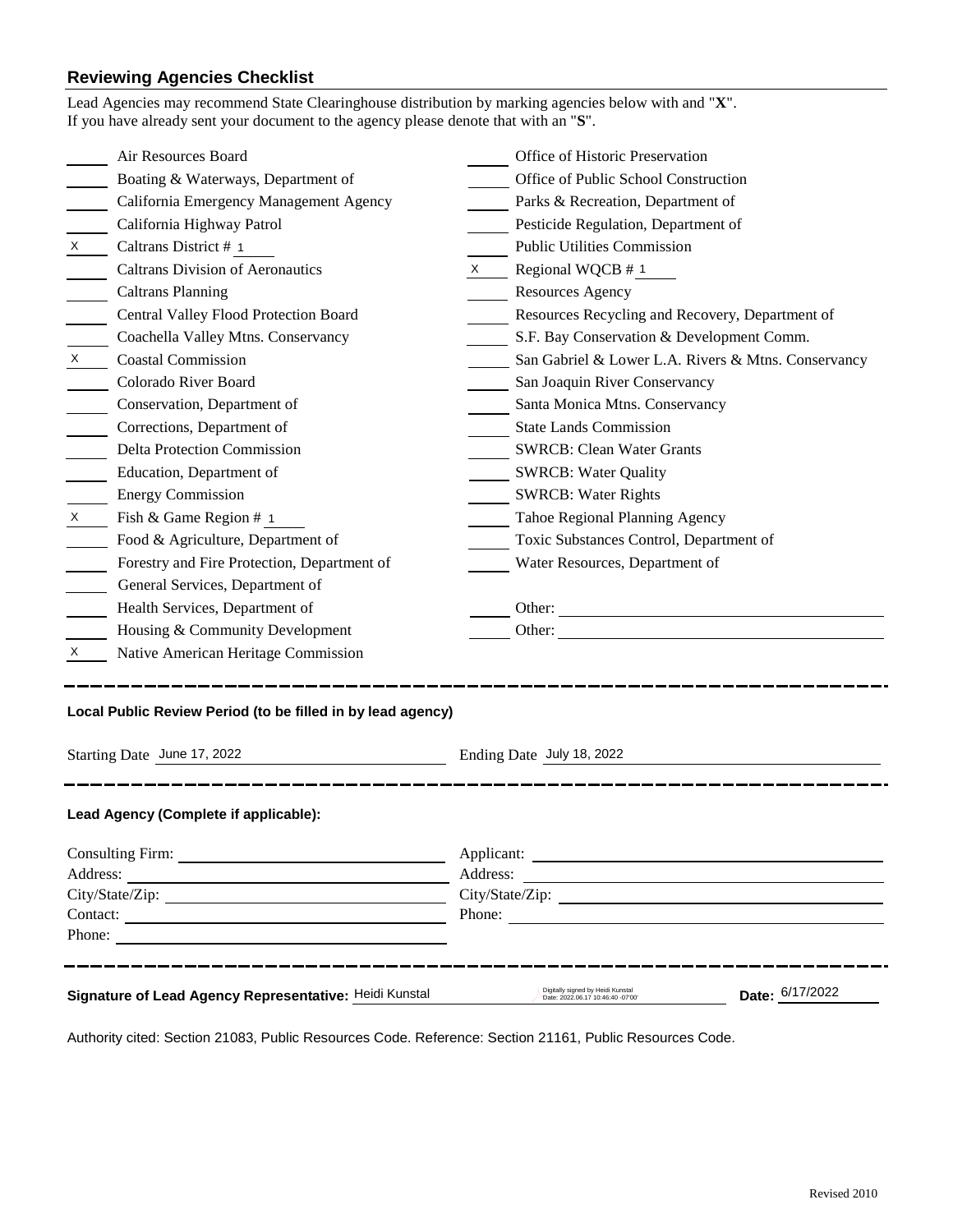## Reviewing Agencies Checklist

Lead Agencies may recommend State Clearinghouse distribution by marking agencies below with and "**X**".
If you have already sent your document to the agency please denote that with an "**S**".

| | | | |
|---|---|---|---|
| | Air Resources Board | | Office of Historic Preservation |
| | Boating & Waterways, Department of | | Office of Public School Construction |
| | California Emergency Management Agency | | Parks & Recreation, Department of |
| | California Highway Patrol | | Pesticide Regulation, Department of |
| X | Caltrans District # 1 | | Public Utilities Commission |
| | Caltrans Division of Aeronautics | X | Regional WQCB # 1 |
| | Caltrans Planning | | Resources Agency |
| | Central Valley Flood Protection Board | | Resources Recycling and Recovery, Department of |
| | Coachella Valley Mtns. Conservancy | | S.F. Bay Conservation & Development Comm. |
| X | Coastal Commission | | San Gabriel & Lower L.A. Rivers & Mtns. Conservancy |
| | Colorado River Board | | San Joaquin River Conservancy |
| | Conservation, Department of | | Santa Monica Mtns. Conservancy |
| | Corrections, Department of | | State Lands Commission |
| | Delta Protection Commission | | SWRCB: Clean Water Grants |
| | Education, Department of | | SWRCB: Water Quality |
| | Energy Commission | | SWRCB: Water Rights |
| X | Fish & Game Region # 1 | | Tahoe Regional Planning Agency |
| | Food & Agriculture, Department of | | Toxic Substances Control, Department of |
| | Forestry and Fire Protection, Department of | | Water Resources, Department of |
| | General Services, Department of | | |
| | Health Services, Department of | | Other: |
| | Housing & Community Development | | Other: |
| X | Native American Heritage Commission | | |

**Local Public Review Period (to be filled in by lead agency)**

Starting Date June 17, 2022　　Ending Date July 18, 2022

**Lead Agency (Complete if applicable):**

Consulting Firm:
Address:
City/State/Zip:
Contact:
Phone:

Applicant:
Address:
City/State/Zip:
Phone:

**Signature of Lead Agency Representative:** Heidi Kunstal　Digitally signed by Heidi Kunstal Date: 2022.06.17 10:46:40 -07'00'　**Date:** 6/17/2022

Authority cited: Section 21083, Public Resources Code. Reference: Section 21161, Public Resources Code.

Revised 2010